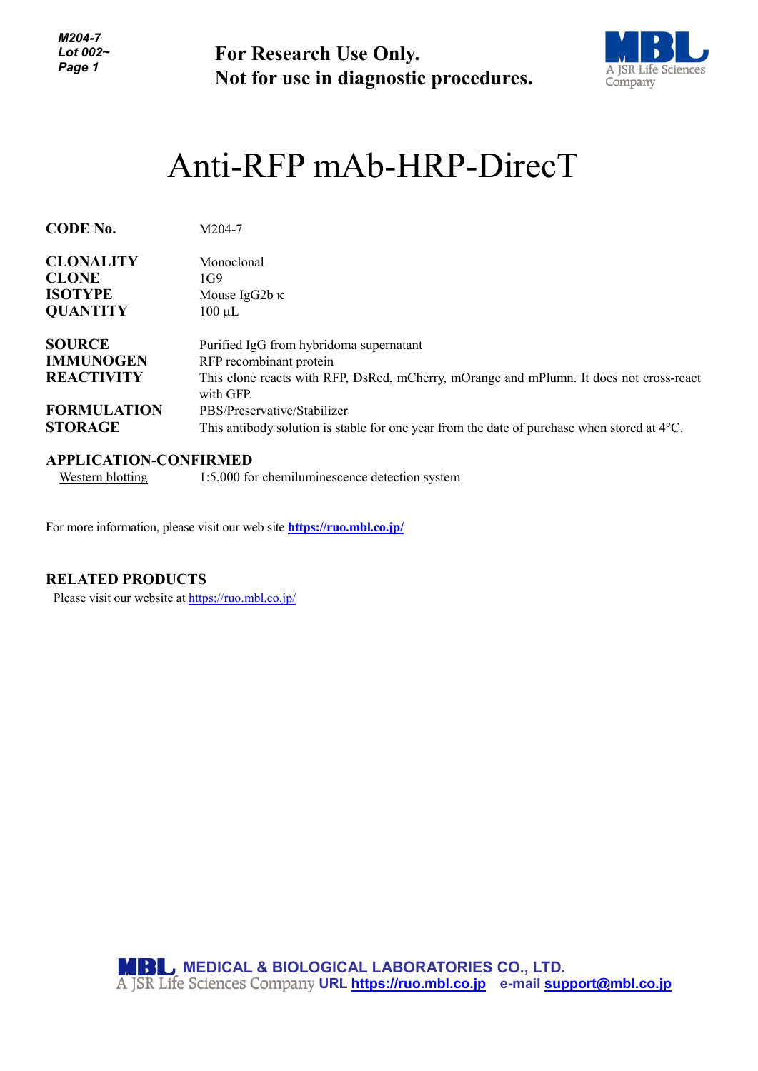**For Research Use Only.**
**Not for use in diagnostic procedures.**

# Anti-RFP mAb-HRP-DirecT

| | |
|---|---|
| **CODE No.** | M204-7 |
| **CLONALITY** | Monoclonal |
| **CLONE** | 1G9 |
| **ISOTYPE** | Mouse IgG2b κ |
| **QUANTITY** | 100 μL |
| **SOURCE** | Purified IgG from hybridoma supernatant |
| **IMMUNOGEN** | RFP recombinant protein |
| **REACTIVITY** | This clone reacts with RFP, DsRed, mCherry, mOrange and mPlumn. It does not cross-react with GFP. |
| **FORMULATION** | PBS/Preservative/Stabilizer |
| **STORAGE** | This antibody solution is stable for one year from the date of purchase when stored at 4°C. |

## APPLICATION-CONFIRMED

Western blotting 1:5,000 for chemiluminescence detection system

For more information, please visit our web site **https://ruo.mbl.co.jp/**

## RELATED PRODUCTS

Please visit our website at https://ruo.mbl.co.jp/

**MEDICAL & BIOLOGICAL LABORATORIES CO., LTD.**
A JSR Life Sciences Company **URL https://ruo.mbl.co.jp e-mail support@mbl.co.jp**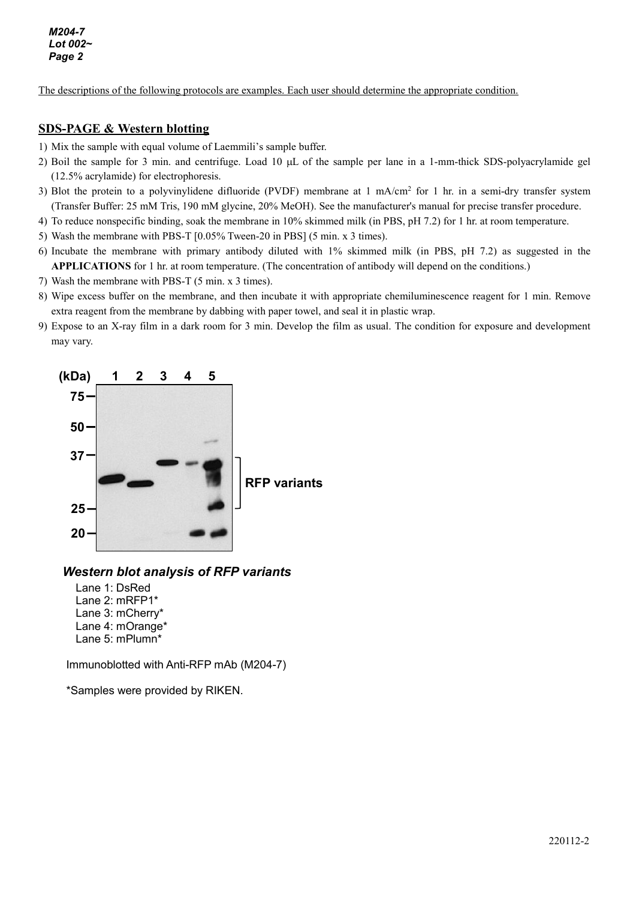The descriptions of the following protocols are examples. Each user should determine the appropriate condition.

## SDS-PAGE & Western blotting

1) Mix the sample with equal volume of Laemmili's sample buffer.
2) Boil the sample for 3 min. and centrifuge. Load 10 μL of the sample per lane in a 1-mm-thick SDS-polyacrylamide gel (12.5% acrylamide) for electrophoresis.
3) Blot the protein to a polyvinylidene difluoride (PVDF) membrane at 1 mA/cm$^2$ for 1 hr. in a semi-dry transfer system (Transfer Buffer: 25 mM Tris, 190 mM glycine, 20% MeOH). See the manufacturer's manual for precise transfer procedure.
4) To reduce nonspecific binding, soak the membrane in 10% skimmed milk (in PBS, pH 7.2) for 1 hr. at room temperature.
5) Wash the membrane with PBS-T [0.05% Tween-20 in PBS] (5 min. x 3 times).
6) Incubate the membrane with primary antibody diluted with 1% skimmed milk (in PBS, pH 7.2) as suggested in the **APPLICATIONS** for 1 hr. at room temperature. (The concentration of antibody will depend on the conditions.)
7) Wash the membrane with PBS-T (5 min. x 3 times).
8) Wipe excess buffer on the membrane, and then incubate it with appropriate chemiluminescence reagent for 1 min. Remove extra reagent from the membrane by dabbing with paper towel, and seal it in plastic wrap.
9) Expose to an X-ray film in a dark room for 3 min. Develop the film as usual. The condition for exposure and development may vary.

(kDa) 1 2 3 4 5

75

50

37

25

20

RFP variants

***Western blot analysis of RFP variants***

Lane 1: DsRed
Lane 2: mRFP1*
Lane 3: mCherry*
Lane 4: mOrange*
Lane 5: mPlumn*

Immunoblotted with Anti-RFP mAb (M204-7)

*Samples were provided by RIKEN.